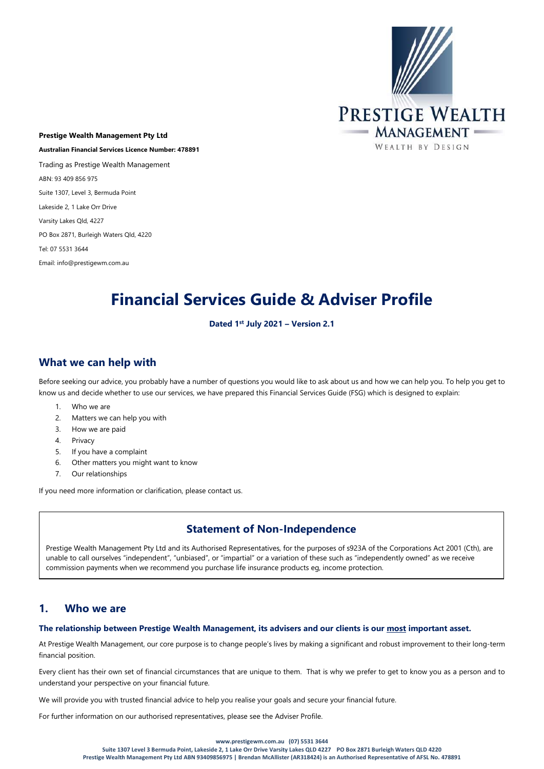**Prestige Wealth Management Pty Ltd**

**Australian Financial Services Licence Number: 478891**

Trading as Prestige Wealth Management

ABN: 93 409 856 975

Suite 1307, Level 3, Bermuda Point

Lakeside 2, 1 Lake Orr Drive

Varsity Lakes Qld, 4227

PO Box 2871, Burleigh Waters Qld, 4220

Tel: 07 5531 3644

Email: info@prestigewm.com.au

# Financial Services Guide & Adviser Profile

**Dated 1st July 2021 – Version 2.1**

## What we can help with

Before seeking our advice, you probably have a number of questions you would like to ask about us and how we can help you. To help you get to know us and decide whether to use our services, we have prepared this Financial Services Guide (FSG) which is designed to explain:

1. Who we are
2. Matters we can help you with
3. How we are paid
4. Privacy
5. If you have a complaint
6. Other matters you might want to know
7. Our relationships

If you need more information or clarification, please contact us.

### Statement of Non-Independence

Prestige Wealth Management Pty Ltd and its Authorised Representatives, for the purposes of s923A of the Corporations Act 2001 (Cth), are unable to call ourselves "independent", "unbiased", or "impartial" or a variation of these such as "independently owned" as we receive commission payments when we recommend you purchase life insurance products eg, income protection.

## 1. Who we are

**The relationship between Prestige Wealth Management, its advisers and our clients is our most important asset.**

At Prestige Wealth Management, our core purpose is to change people's lives by making a significant and robust improvement to their long-term financial position.

Every client has their own set of financial circumstances that are unique to them. That is why we prefer to get to know you as a person and to understand your perspective on your financial future.

We will provide you with trusted financial advice to help you realise your goals and secure your financial future.

For further information on our authorised representatives, please see the Adviser Profile.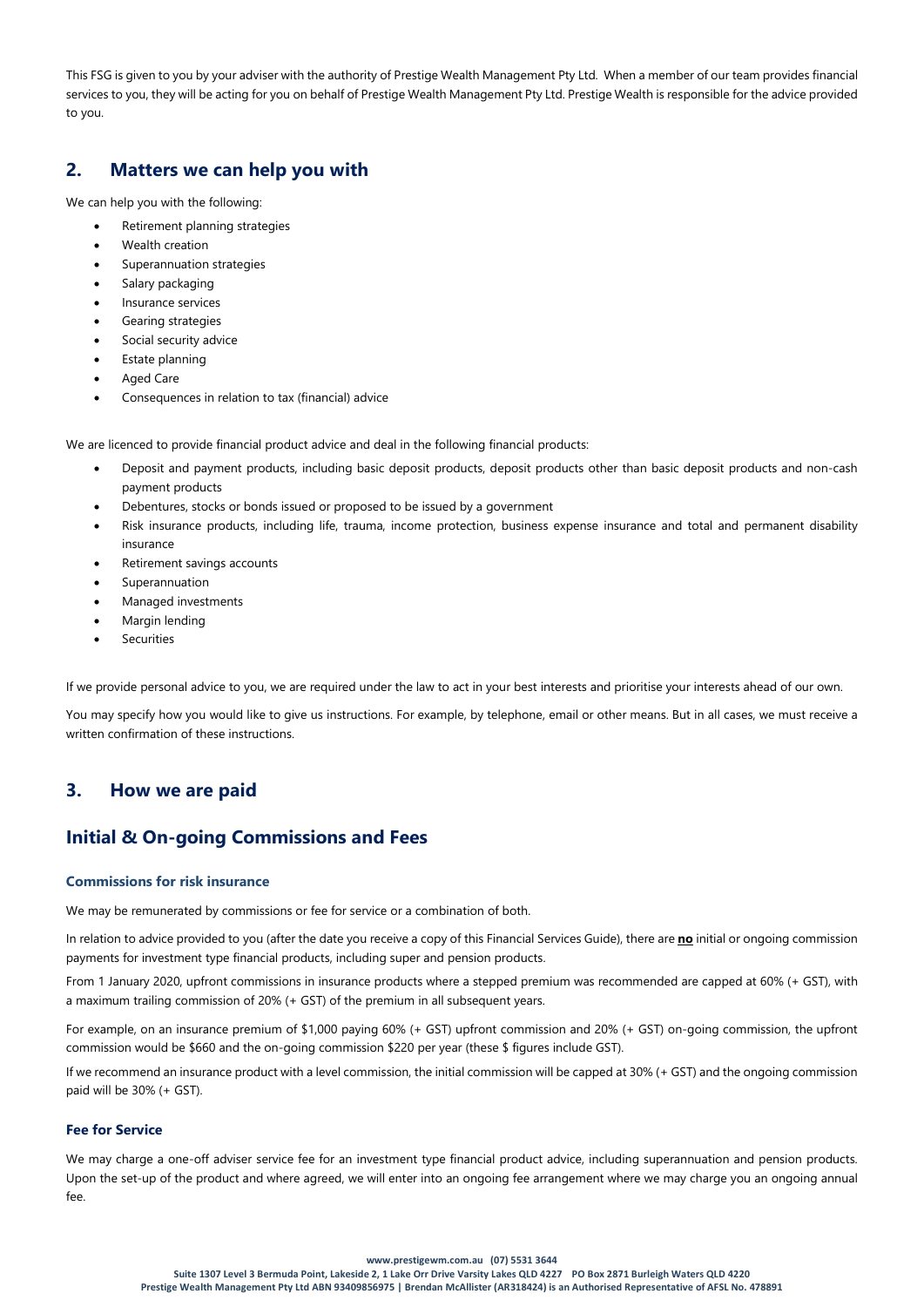This FSG is given to you by your adviser with the authority of Prestige Wealth Management Pty Ltd. When a member of our team provides financial services to you, they will be acting for you on behalf of Prestige Wealth Management Pty Ltd. Prestige Wealth is responsible for the advice provided to you.

## 2. Matters we can help you with

We can help you with the following:

- Retirement planning strategies
- Wealth creation
- Superannuation strategies
- Salary packaging
- Insurance services
- Gearing strategies
- Social security advice
- Estate planning
- Aged Care
- Consequences in relation to tax (financial) advice

We are licenced to provide financial product advice and deal in the following financial products:

- Deposit and payment products, including basic deposit products, deposit products other than basic deposit products and non-cash payment products
- Debentures, stocks or bonds issued or proposed to be issued by a government
- Risk insurance products, including life, trauma, income protection, business expense insurance and total and permanent disability insurance
- Retirement savings accounts
- Superannuation
- Managed investments
- Margin lending
- Securities

If we provide personal advice to you, we are required under the law to act in your best interests and prioritise your interests ahead of our own.

You may specify how you would like to give us instructions. For example, by telephone, email or other means. But in all cases, we must receive a written confirmation of these instructions.

## 3. How we are paid

## Initial & On-going Commissions and Fees

### Commissions for risk insurance

We may be remunerated by commissions or fee for service or a combination of both.

In relation to advice provided to you (after the date you receive a copy of this Financial Services Guide), there are **no** initial or ongoing commission payments for investment type financial products, including super and pension products.

From 1 January 2020, upfront commissions in insurance products where a stepped premium was recommended are capped at 60% (+ GST), with a maximum trailing commission of 20% (+ GST) of the premium in all subsequent years.

For example, on an insurance premium of $1,000 paying 60% (+ GST) upfront commission and 20% (+ GST) on-going commission, the upfront commission would be $660 and the on-going commission $220 per year (these $ figures include GST).

If we recommend an insurance product with a level commission, the initial commission will be capped at 30% (+ GST) and the ongoing commission paid will be 30% (+ GST).

### Fee for Service

We may charge a one-off adviser service fee for an investment type financial product advice, including superannuation and pension products. Upon the set-up of the product and where agreed, we will enter into an ongoing fee arrangement where we may charge you an ongoing annual fee.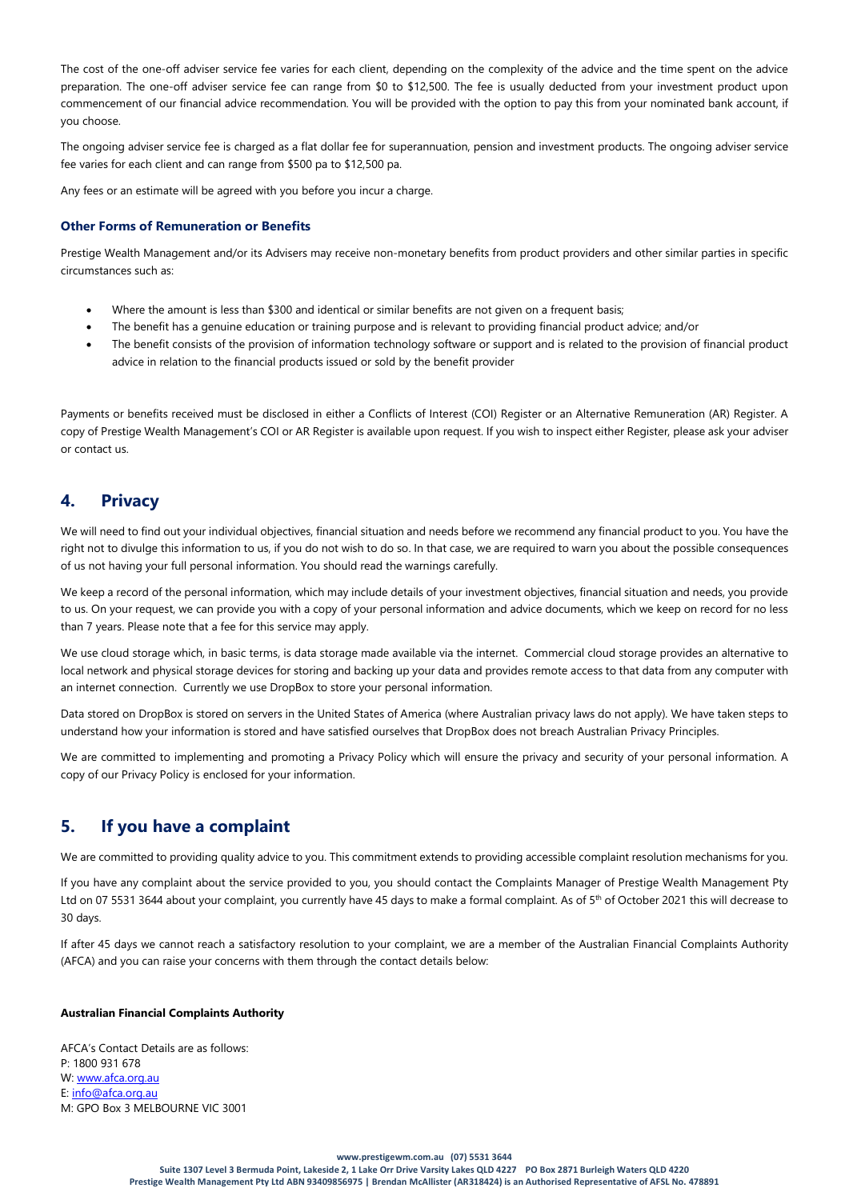The cost of the one-off adviser service fee varies for each client, depending on the complexity of the advice and the time spent on the advice preparation. The one-off adviser service fee can range from $0 to $12,500. The fee is usually deducted from your investment product upon commencement of our financial advice recommendation. You will be provided with the option to pay this from your nominated bank account, if you choose.

The ongoing adviser service fee is charged as a flat dollar fee for superannuation, pension and investment products. The ongoing adviser service fee varies for each client and can range from $500 pa to $12,500 pa.

Any fees or an estimate will be agreed with you before you incur a charge.

### Other Forms of Remuneration or Benefits

Prestige Wealth Management and/or its Advisers may receive non-monetary benefits from product providers and other similar parties in specific circumstances such as:

- Where the amount is less than $300 and identical or similar benefits are not given on a frequent basis;
- The benefit has a genuine education or training purpose and is relevant to providing financial product advice; and/or
- The benefit consists of the provision of information technology software or support and is related to the provision of financial product advice in relation to the financial products issued or sold by the benefit provider

Payments or benefits received must be disclosed in either a Conflicts of Interest (COI) Register or an Alternative Remuneration (AR) Register. A copy of Prestige Wealth Management's COI or AR Register is available upon request. If you wish to inspect either Register, please ask your adviser or contact us.

## 4. Privacy

We will need to find out your individual objectives, financial situation and needs before we recommend any financial product to you. You have the right not to divulge this information to us, if you do not wish to do so. In that case, we are required to warn you about the possible consequences of us not having your full personal information. You should read the warnings carefully.

We keep a record of the personal information, which may include details of your investment objectives, financial situation and needs, you provide to us. On your request, we can provide you with a copy of your personal information and advice documents, which we keep on record for no less than 7 years. Please note that a fee for this service may apply.

We use cloud storage which, in basic terms, is data storage made available via the internet. Commercial cloud storage provides an alternative to local network and physical storage devices for storing and backing up your data and provides remote access to that data from any computer with an internet connection. Currently we use DropBox to store your personal information.

Data stored on DropBox is stored on servers in the United States of America (where Australian privacy laws do not apply). We have taken steps to understand how your information is stored and have satisfied ourselves that DropBox does not breach Australian Privacy Principles.

We are committed to implementing and promoting a Privacy Policy which will ensure the privacy and security of your personal information. A copy of our Privacy Policy is enclosed for your information.

## 5. If you have a complaint

We are committed to providing quality advice to you. This commitment extends to providing accessible complaint resolution mechanisms for you.

If you have any complaint about the service provided to you, you should contact the Complaints Manager of Prestige Wealth Management Pty Ltd on 07 5531 3644 about your complaint, you currently have 45 days to make a formal complaint. As of 5th of October 2021 this will decrease to 30 days.

If after 45 days we cannot reach a satisfactory resolution to your complaint, we are a member of the Australian Financial Complaints Authority (AFCA) and you can raise your concerns with them through the contact details below:

**Australian Financial Complaints Authority**

AFCA's Contact Details are as follows:
P: 1800 931 678
W: www.afca.org.au
E: info@afca.org.au
M: GPO Box 3 MELBOURNE VIC 3001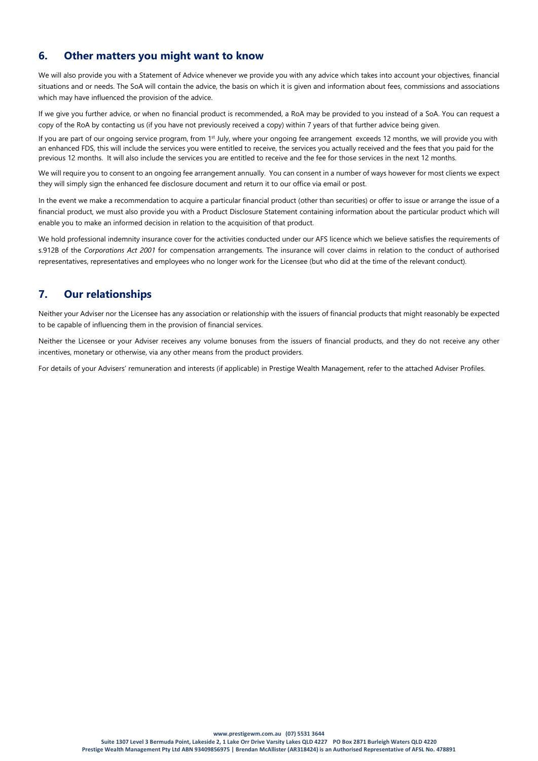## 6. Other matters you might want to know

We will also provide you with a Statement of Advice whenever we provide you with any advice which takes into account your objectives, financial situations and or needs. The SoA will contain the advice, the basis on which it is given and information about fees, commissions and associations which may have influenced the provision of the advice.

If we give you further advice, or when no financial product is recommended, a RoA may be provided to you instead of a SoA. You can request a copy of the RoA by contacting us (if you have not previously received a copy) within 7 years of that further advice being given.

If you are part of our ongoing service program, from 1st July, where your ongoing fee arrangement exceeds 12 months, we will provide you with an enhanced FDS, this will include the services you were entitled to receive, the services you actually received and the fees that you paid for the previous 12 months. It will also include the services you are entitled to receive and the fee for those services in the next 12 months.

We will require you to consent to an ongoing fee arrangement annually. You can consent in a number of ways however for most clients we expect they will simply sign the enhanced fee disclosure document and return it to our office via email or post.

In the event we make a recommendation to acquire a particular financial product (other than securities) or offer to issue or arrange the issue of a financial product, we must also provide you with a Product Disclosure Statement containing information about the particular product which will enable you to make an informed decision in relation to the acquisition of that product.

We hold professional indemnity insurance cover for the activities conducted under our AFS licence which we believe satisfies the requirements of s.912B of the *Corporations Act 2001* for compensation arrangements. The insurance will cover claims in relation to the conduct of authorised representatives, representatives and employees who no longer work for the Licensee (but who did at the time of the relevant conduct).

## 7. Our relationships

Neither your Adviser nor the Licensee has any association or relationship with the issuers of financial products that might reasonably be expected to be capable of influencing them in the provision of financial services.

Neither the Licensee or your Adviser receives any volume bonuses from the issuers of financial products, and they do not receive any other incentives, monetary or otherwise, via any other means from the product providers.

For details of your Advisers' remuneration and interests (if applicable) in Prestige Wealth Management, refer to the attached Adviser Profiles.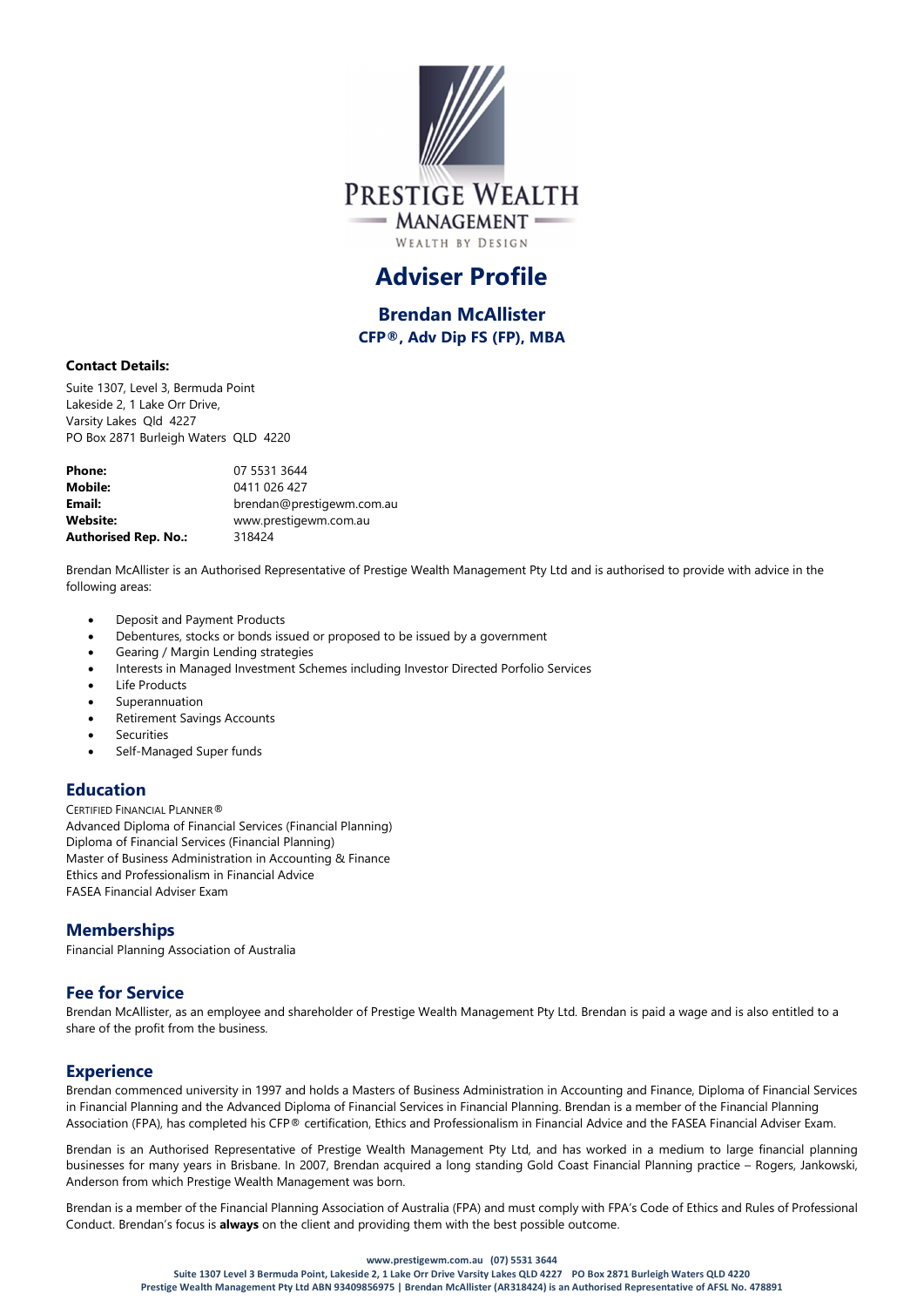PRESTIGE WEALTH MANAGEMENT

WEALTH BY DESIGN

# Adviser Profile

## Brendan McAllister

**CFP®, Adv Dip FS (FP), MBA**

**Contact Details:**

Suite 1307, Level 3, Bermuda Point
Lakeside 2, 1 Lake Orr Drive,
Varsity Lakes Qld 4227
PO Box 2871 Burleigh Waters QLD 4220

| | |
|---|---|
| **Phone:** | 07 5531 3644 |
| **Mobile:** | 0411 026 427 |
| **Email:** | brendan@prestigewm.com.au |
| **Website:** | www.prestigewm.com.au |
| **Authorised Rep. No.:** | 318424 |

Brendan McAllister is an Authorised Representative of Prestige Wealth Management Pty Ltd and is authorised to provide with advice in the following areas:

- Deposit and Payment Products
- Debentures, stocks or bonds issued or proposed to be issued by a government
- Gearing / Margin Lending strategies
- Interests in Managed Investment Schemes including Investor Directed Porfolio Services
- Life Products
- Superannuation
- Retirement Savings Accounts
- Securities
- Self-Managed Super funds

## Education

CERTIFIED FINANCIAL PLANNER®
Advanced Diploma of Financial Services (Financial Planning)
Diploma of Financial Services (Financial Planning)
Master of Business Administration in Accounting & Finance
Ethics and Professionalism in Financial Advice
FASEA Financial Adviser Exam

## Memberships

Financial Planning Association of Australia

## Fee for Service

Brendan McAllister, as an employee and shareholder of Prestige Wealth Management Pty Ltd. Brendan is paid a wage and is also entitled to a share of the profit from the business.

## Experience

Brendan commenced university in 1997 and holds a Masters of Business Administration in Accounting and Finance, Diploma of Financial Services in Financial Planning and the Advanced Diploma of Financial Services in Financial Planning. Brendan is a member of the Financial Planning Association (FPA), has completed his CFP® certification, Ethics and Professionalism in Financial Advice and the FASEA Financial Adviser Exam.

Brendan is an Authorised Representative of Prestige Wealth Management Pty Ltd, and has worked in a medium to large financial planning businesses for many years in Brisbane. In 2007, Brendan acquired a long standing Gold Coast Financial Planning practice – Rogers, Jankowski, Anderson from which Prestige Wealth Management was born.

Brendan is a member of the Financial Planning Association of Australia (FPA) and must comply with FPA's Code of Ethics and Rules of Professional Conduct. Brendan's focus is **always** on the client and providing them with the best possible outcome.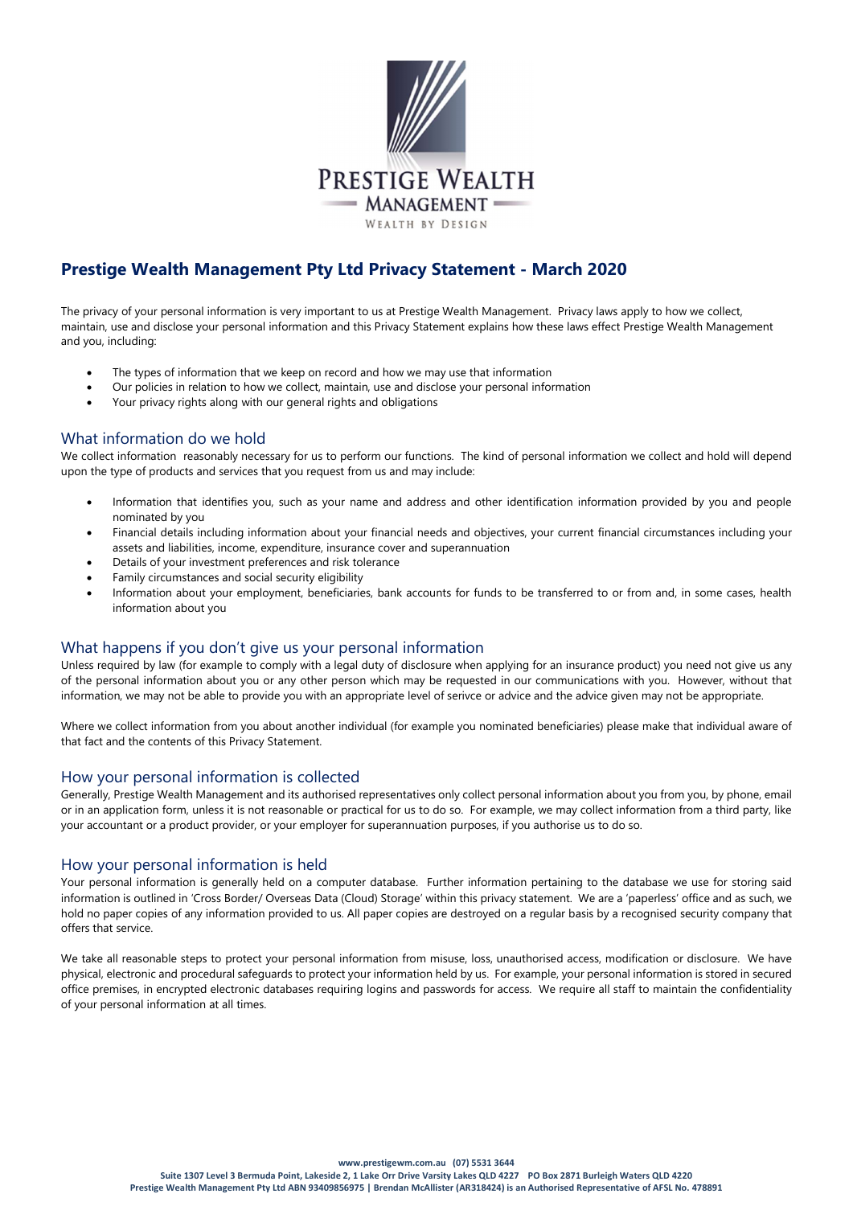# Prestige Wealth Management Pty Ltd Privacy Statement - March 2020

The privacy of your personal information is very important to us at Prestige Wealth Management. Privacy laws apply to how we collect, maintain, use and disclose your personal information and this Privacy Statement explains how these laws effect Prestige Wealth Management and you, including:

- The types of information that we keep on record and how we may use that information
- Our policies in relation to how we collect, maintain, use and disclose your personal information
- Your privacy rights along with our general rights and obligations

## What information do we hold

We collect information reasonably necessary for us to perform our functions. The kind of personal information we collect and hold will depend upon the type of products and services that you request from us and may include:

- Information that identifies you, such as your name and address and other identification information provided by you and people nominated by you
- Financial details including information about your financial needs and objectives, your current financial circumstances including your assets and liabilities, income, expenditure, insurance cover and superannuation
- Details of your investment preferences and risk tolerance
- Family circumstances and social security eligibility
- Information about your employment, beneficiaries, bank accounts for funds to be transferred to or from and, in some cases, health information about you

## What happens if you don't give us your personal information

Unless required by law (for example to comply with a legal duty of disclosure when applying for an insurance product) you need not give us any of the personal information about you or any other person which may be requested in our communications with you. However, without that information, we may not be able to provide you with an appropriate level of serivce or advice and the advice given may not be appropriate.

Where we collect information from you about another individual (for example you nominated beneficiaries) please make that individual aware of that fact and the contents of this Privacy Statement.

## How your personal information is collected

Generally, Prestige Wealth Management and its authorised representatives only collect personal information about you from you, by phone, email or in an application form, unless it is not reasonable or practical for us to do so. For example, we may collect information from a third party, like your accountant or a product provider, or your employer for superannuation purposes, if you authorise us to do so.

## How your personal information is held

Your personal information is generally held on a computer database. Further information pertaining to the database we use for storing said information is outlined in 'Cross Border/ Overseas Data (Cloud) Storage' within this privacy statement. We are a 'paperless' office and as such, we hold no paper copies of any information provided to us. All paper copies are destroyed on a regular basis by a recognised security company that offers that service.

We take all reasonable steps to protect your personal information from misuse, loss, unauthorised access, modification or disclosure. We have physical, electronic and procedural safeguards to protect your information held by us. For example, your personal information is stored in secured office premises, in encrypted electronic databases requiring logins and passwords for access. We require all staff to maintain the confidentiality of your personal information at all times.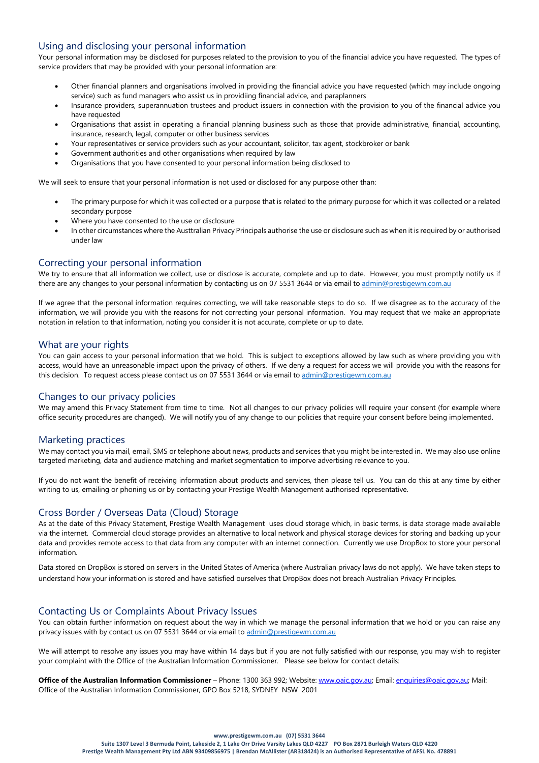## Using and disclosing your personal information

Your personal information may be disclosed for purposes related to the provision to you of the financial advice you have requested. The types of service providers that may be provided with your personal information are:

- Other financial planners and organisations involved in providing the financial advice you have requested (which may include ongoing service) such as fund managers who assist us in providiing financial advice, and paraplanners
- Insurance providers, superannuation trustees and product issuers in connection with the provision to you of the financial advice you have requested
- Organisations that assist in operating a financial planning business such as those that provide administrative, financial, accounting, insurance, research, legal, computer or other business services
- Your representatives or service providers such as your accountant, solicitor, tax agent, stockbroker or bank
- Government authorities and other organisations when required by law
- Organisations that you have consented to your personal information being disclosed to

We will seek to ensure that your personal information is not used or disclosed for any purpose other than:

- The primary purpose for which it was collected or a purpose that is related to the primary purpose for which it was collected or a related secondary purpose
- Where you have consented to the use or disclosure
- In other circumstances where the Austtralian Privacy Principals authorise the use or disclosure such as when it is required by or authorised under law

## Correcting your personal information

We try to ensure that all information we collect, use or disclose is accurate, complete and up to date. However, you must promptly notify us if there are any changes to your personal information by contacting us on 07 5531 3644 or via email to admin@prestigewm.com.au

If we agree that the personal information requires correcting, we will take reasonable steps to do so. If we disagree as to the accuracy of the information, we will provide you with the reasons for not correcting your personal information. You may request that we make an appropriate notation in relation to that information, noting you consider it is not accurate, complete or up to date.

## What are your rights

You can gain access to your personal information that we hold. This is subject to exceptions allowed by law such as where providing you with access, would have an unreasonable impact upon the privacy of others. If we deny a request for access we will provide you with the reasons for this decision. To request access please contact us on 07 5531 3644 or via email to admin@prestigewm.com.au

## Changes to our privacy policies

We may amend this Privacy Statement from time to time. Not all changes to our privacy policies will require your consent (for example where office security procedures are changed). We will notify you of any change to our policies that require your consent before being implemented.

## Marketing practices

We may contact you via mail, email, SMS or telephone about news, products and services that you might be interested in. We may also use online targeted marketing, data and audience matching and market segmentation to imporve advertising relevance to you.

If you do not want the benefit of receiving information about products and services, then please tell us. You can do this at any time by either writing to us, emailing or phoning us or by contacting your Prestige Wealth Management authorised representative.

## Cross Border / Overseas Data (Cloud) Storage

As at the date of this Privacy Statement, Prestige Wealth Management uses cloud storage which, in basic terms, is data storage made available via the internet. Commercial cloud storage provides an alternative to local network and physical storage devices for storing and backing up your data and provides remote access to that data from any computer with an internet connection. Currently we use DropBox to store your personal information.

Data stored on DropBox is stored on servers in the United States of America (where Australian privacy laws do not apply). We have taken steps to understand how your information is stored and have satisfied ourselves that DropBox does not breach Australian Privacy Principles.

## Contacting Us or Complaints About Privacy Issues

You can obtain further information on request about the way in which we manage the personal information that we hold or you can raise any privacy issues with by contact us on 07 5531 3644 or via email to admin@prestigewm.com.au

We will attempt to resolve any issues you may have within 14 days but if you are not fully satisfied with our response, you may wish to register your complaint with the Office of the Australian Information Commissioner. Please see below for contact details:

**Office of the Australian Information Commissioner** – Phone: 1300 363 992; Website: www.oaic.gov.au; Email: enquiries@oaic.gov.au; Mail: Office of the Australian Information Commissioner, GPO Box 5218, SYDNEY NSW 2001

**www.prestigewm.com.au (07) 5531 3644**
**Suite 1307 Level 3 Bermuda Point, Lakeside 2, 1 Lake Orr Drive Varsity Lakes QLD 4227 PO Box 2871 Burleigh Waters QLD 4220**
**Prestige Wealth Management Pty Ltd ABN 93409856975 | Brendan McAllister (AR318424) is an Authorised Representative of AFSL No. 478891**